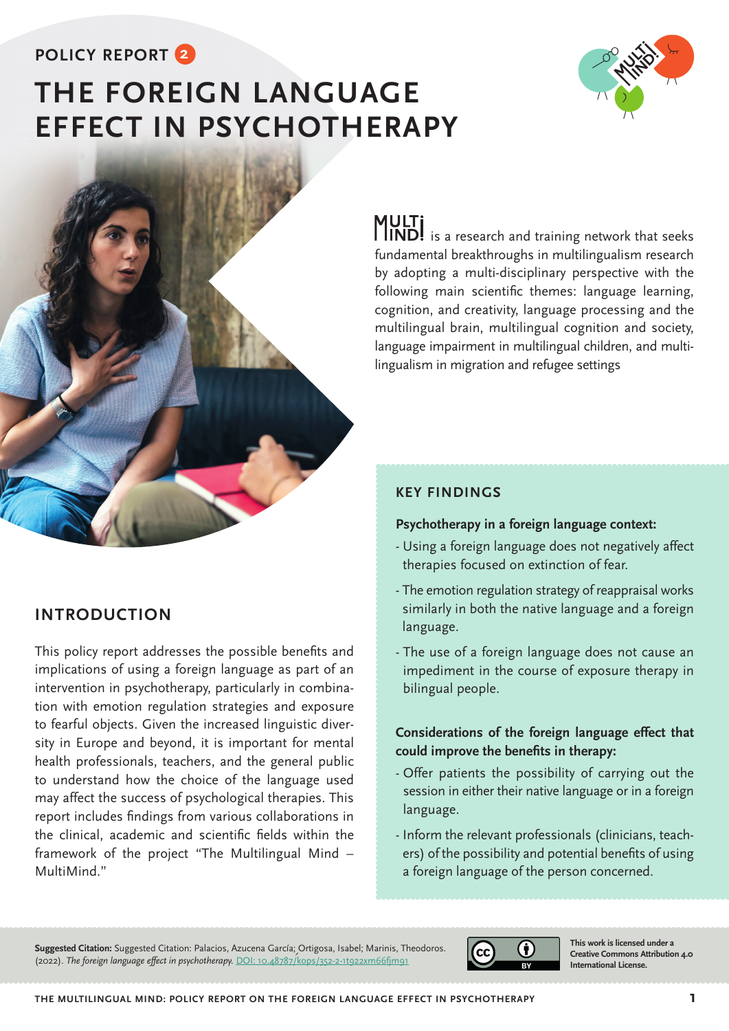POLICY REPORT 2

# THE FOREIGN LANGUAGE EFFECT IN PSYCHOTHERAPY

MULTI MIND! is a research and training network that seeks fundamental breakthroughs in multilingualism research by adopting a multi-disciplinary perspective with the following main scientific themes: language learning, cognition, and creativity, language processing and the multilingual brain, multilingual cognition and society, language impairment in multilingual children, and multilingualism in migration and refugee settings

## INTRODUCTION

This policy report addresses the possible benefits and implications of using a foreign language as part of an intervention in psychotherapy, particularly in combination with emotion regulation strategies and exposure to fearful objects. Given the increased linguistic diversity in Europe and beyond, it is important for mental health professionals, teachers, and the general public to understand how the choice of the language used may affect the success of psychological therapies. This report includes findings from various collaborations in the clinical, academic and scientific fields within the framework of the project "The Multilingual Mind – MultiMind."

## KEY FINDINGS

**Psychotherapy in a foreign language context:**

- Using a foreign language does not negatively affect therapies focused on extinction of fear.
- The emotion regulation strategy of reappraisal works similarly in both the native language and a foreign language.
- The use of a foreign language does not cause an impediment in the course of exposure therapy in bilingual people.

**Considerations of the foreign language effect that could improve the benefits in therapy:**

- Offer patients the possibility of carrying out the session in either their native language or in a foreign language.
- Inform the relevant professionals (clinicians, teachers) of the possibility and potential benefits of using a foreign language of the person concerned.

**Suggested Citation:** Suggested Citation: Palacios, Azucena García; Ortigosa, Isabel; Marinis, Theodoros. (2022). *The foreign language effect in psychotherapy.* DOI: 10.48787/kops/352-2-1t922xm66fjm91

This work is licensed under a Creative Commons Attribution 4.0 International License.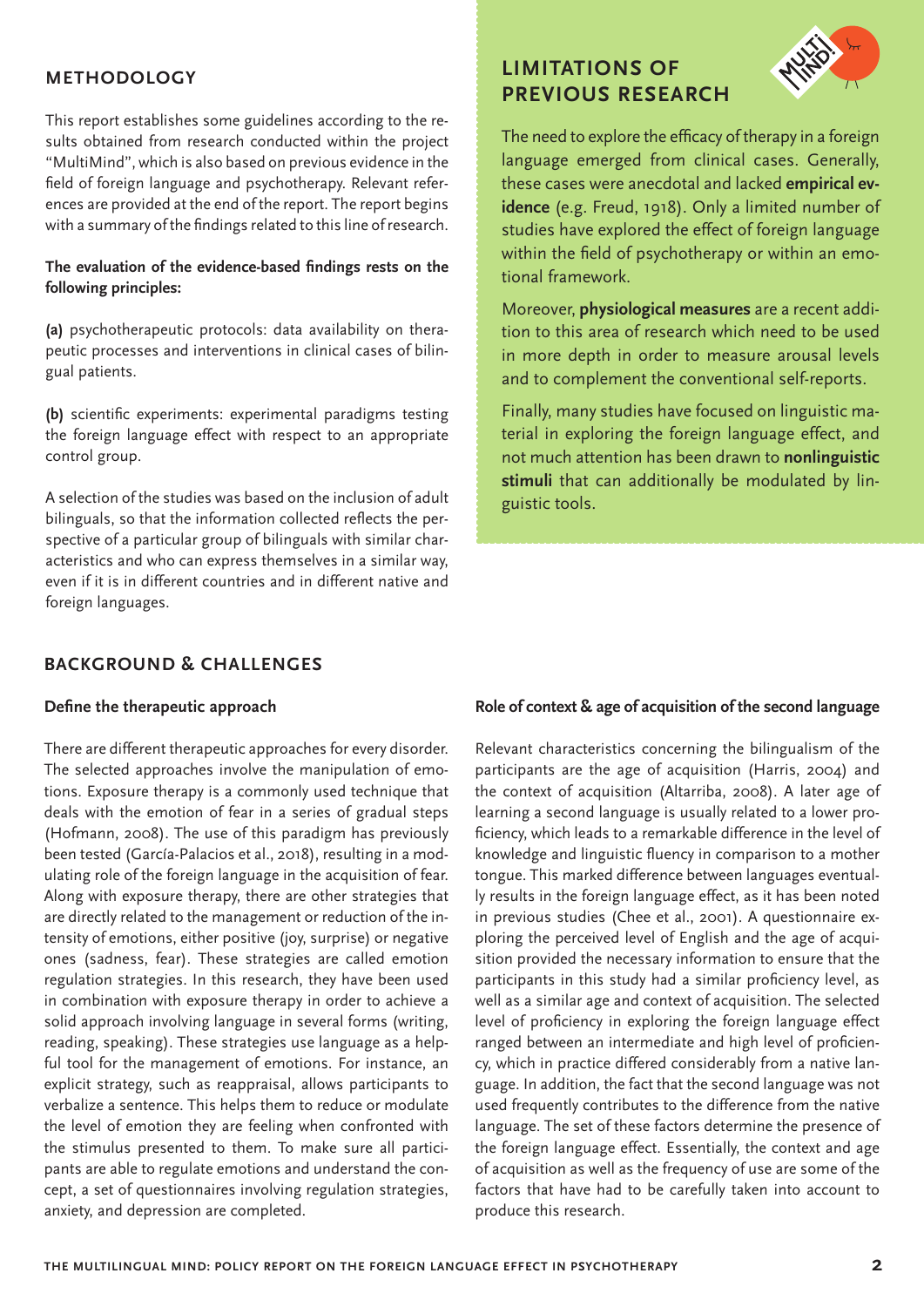## METHODOLOGY

This report establishes some guidelines according to the results obtained from research conducted within the project "MultiMind", which is also based on previous evidence in the field of foreign language and psychotherapy. Relevant references are provided at the end of the report. The report begins with a summary of the findings related to this line of research.

**The evaluation of the evidence-based findings rests on the following principles:**

**(a)** psychotherapeutic protocols: data availability on therapeutic processes and interventions in clinical cases of bilingual patients.

**(b)** scientific experiments: experimental paradigms testing the foreign language effect with respect to an appropriate control group.

A selection of the studies was based on the inclusion of adult bilinguals, so that the information collected reflects the perspective of a particular group of bilinguals with similar characteristics and who can express themselves in a similar way, even if it is in different countries and in different native and foreign languages.

## LIMITATIONS OF PREVIOUS RESEARCH

The need to explore the efficacy of therapy in a foreign language emerged from clinical cases. Generally, these cases were anecdotal and lacked **empirical evidence** (e.g. Freud, 1918). Only a limited number of studies have explored the effect of foreign language within the field of psychotherapy or within an emotional framework.

Moreover, **physiological measures** are a recent addition to this area of research which need to be used in more depth in order to measure arousal levels and to complement the conventional self-reports.

Finally, many studies have focused on linguistic material in exploring the foreign language effect, and not much attention has been drawn to **nonlinguistic stimuli** that can additionally be modulated by linguistic tools.

## BACKGROUND & CHALLENGES

### Define the therapeutic approach

There are different therapeutic approaches for every disorder. The selected approaches involve the manipulation of emotions. Exposure therapy is a commonly used technique that deals with the emotion of fear in a series of gradual steps (Hofmann, 2008). The use of this paradigm has previously been tested (García-Palacios et al., 2018), resulting in a modulating role of the foreign language in the acquisition of fear. Along with exposure therapy, there are other strategies that are directly related to the management or reduction of the intensity of emotions, either positive (joy, surprise) or negative ones (sadness, fear). These strategies are called emotion regulation strategies. In this research, they have been used in combination with exposure therapy in order to achieve a solid approach involving language in several forms (writing, reading, speaking). These strategies use language as a helpful tool for the management of emotions. For instance, an explicit strategy, such as reappraisal, allows participants to verbalize a sentence. This helps them to reduce or modulate the level of emotion they are feeling when confronted with the stimulus presented to them. To make sure all participants are able to regulate emotions and understand the concept, a set of questionnaires involving regulation strategies, anxiety, and depression are completed.

### Role of context & age of acquisition of the second language

Relevant characteristics concerning the bilingualism of the participants are the age of acquisition (Harris, 2004) and the context of acquisition (Altarriba, 2008). A later age of learning a second language is usually related to a lower proficiency, which leads to a remarkable difference in the level of knowledge and linguistic fluency in comparison to a mother tongue. This marked difference between languages eventually results in the foreign language effect, as it has been noted in previous studies (Chee et al., 2001). A questionnaire exploring the perceived level of English and the age of acquisition provided the necessary information to ensure that the participants in this study had a similar proficiency level, as well as a similar age and context of acquisition. The selected level of proficiency in exploring the foreign language effect ranged between an intermediate and high level of proficiency, which in practice differed considerably from a native language. In addition, the fact that the second language was not used frequently contributes to the difference from the native language. The set of these factors determine the presence of the foreign language effect. Essentially, the context and age of acquisition as well as the frequency of use are some of the factors that have had to be carefully taken into account to produce this research.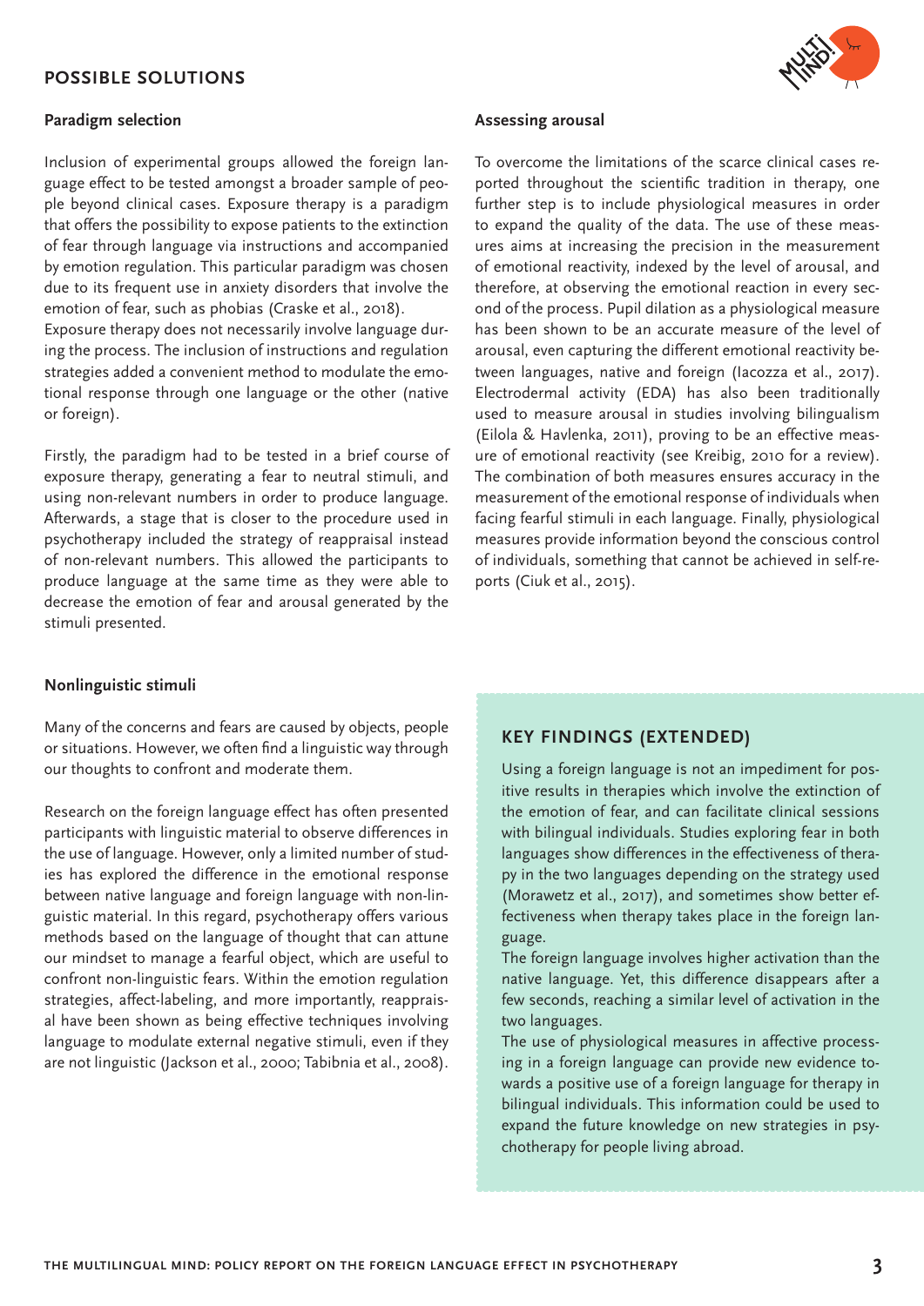## POSSIBLE SOLUTIONS

### Paradigm selection

Inclusion of experimental groups allowed the foreign language effect to be tested amongst a broader sample of people beyond clinical cases. Exposure therapy is a paradigm that offers the possibility to expose patients to the extinction of fear through language via instructions and accompanied by emotion regulation. This particular paradigm was chosen due to its frequent use in anxiety disorders that involve the emotion of fear, such as phobias (Craske et al., 2018).

Exposure therapy does not necessarily involve language during the process. The inclusion of instructions and regulation strategies added a convenient method to modulate the emotional response through one language or the other (native or foreign).

Firstly, the paradigm had to be tested in a brief course of exposure therapy, generating a fear to neutral stimuli, and using non-relevant numbers in order to produce language. Afterwards, a stage that is closer to the procedure used in psychotherapy included the strategy of reappraisal instead of non-relevant numbers. This allowed the participants to produce language at the same time as they were able to decrease the emotion of fear and arousal generated by the stimuli presented.

### Nonlinguistic stimuli

Many of the concerns and fears are caused by objects, people or situations. However, we often find a linguistic way through our thoughts to confront and moderate them.

Research on the foreign language effect has often presented participants with linguistic material to observe differences in the use of language. However, only a limited number of studies has explored the difference in the emotional response between native language and foreign language with non-linguistic material. In this regard, psychotherapy offers various methods based on the language of thought that can attune our mindset to manage a fearful object, which are useful to confront non-linguistic fears. Within the emotion regulation strategies, affect-labeling, and more importantly, reappraisal have been shown as being effective techniques involving language to modulate external negative stimuli, even if they are not linguistic (Jackson et al., 2000; Tabibnia et al., 2008).

### Assessing arousal

To overcome the limitations of the scarce clinical cases reported throughout the scientific tradition in therapy, one further step is to include physiological measures in order to expand the quality of the data. The use of these measures aims at increasing the precision in the measurement of emotional reactivity, indexed by the level of arousal, and therefore, at observing the emotional reaction in every second of the process. Pupil dilation as a physiological measure has been shown to be an accurate measure of the level of arousal, even capturing the different emotional reactivity between languages, native and foreign (Iacozza et al., 2017). Electrodermal activity (EDA) has also been traditionally used to measure arousal in studies involving bilingualism (Eilola & Havlenka, 2011), proving to be an effective measure of emotional reactivity (see Kreibig, 2010 for a review). The combination of both measures ensures accuracy in the measurement of the emotional response of individuals when facing fearful stimuli in each language. Finally, physiological measures provide information beyond the conscious control of individuals, something that cannot be achieved in self-reports (Ciuk et al., 2015).

## KEY FINDINGS (EXTENDED)

Using a foreign language is not an impediment for positive results in therapies which involve the extinction of the emotion of fear, and can facilitate clinical sessions with bilingual individuals. Studies exploring fear in both languages show differences in the effectiveness of therapy in the two languages depending on the strategy used (Morawetz et al., 2017), and sometimes show better effectiveness when therapy takes place in the foreign language.

The foreign language involves higher activation than the native language. Yet, this difference disappears after a few seconds, reaching a similar level of activation in the two languages.

The use of physiological measures in affective processing in a foreign language can provide new evidence towards a positive use of a foreign language for therapy in bilingual individuals. This information could be used to expand the future knowledge on new strategies in psychotherapy for people living abroad.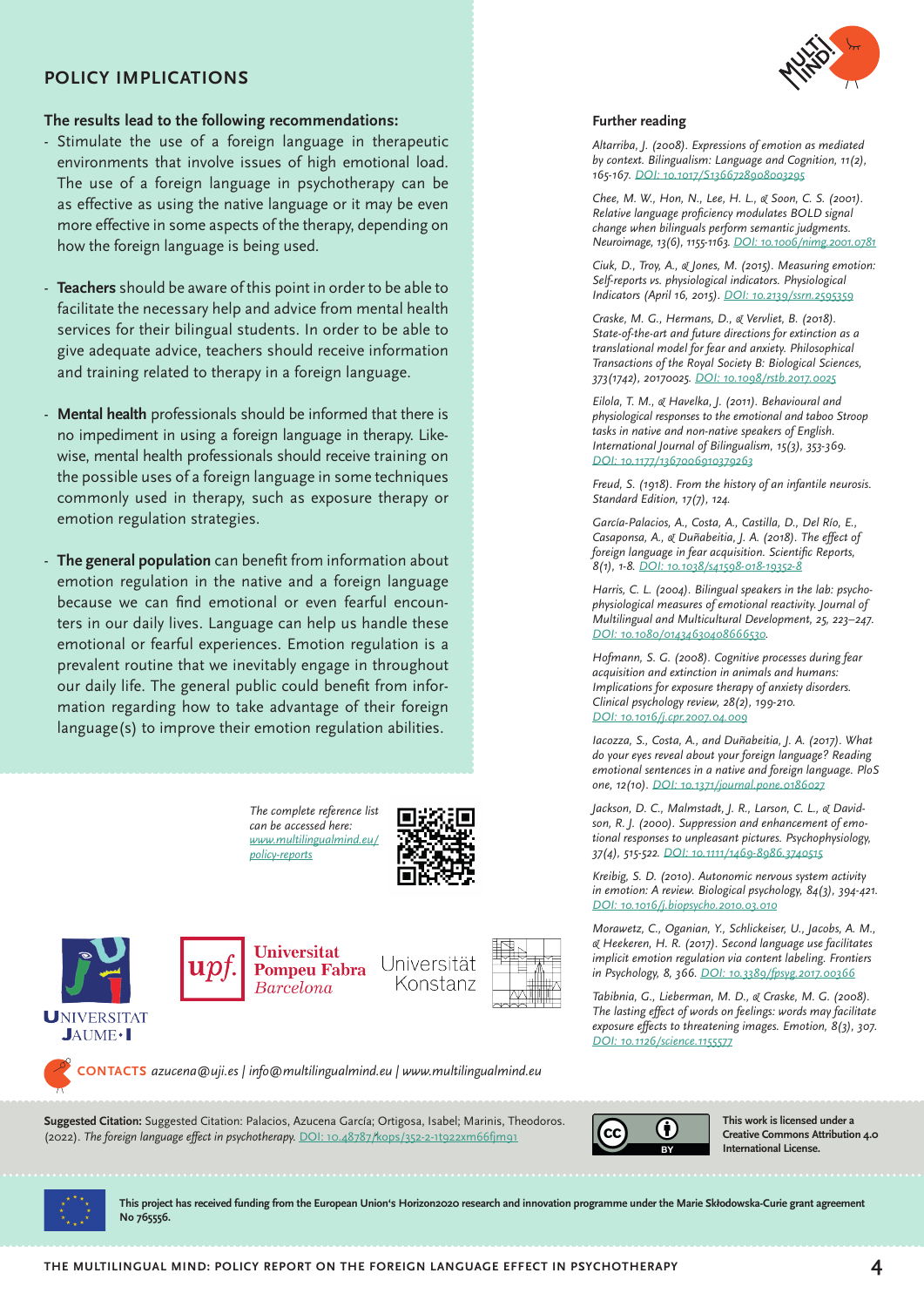## POLICY IMPLICATIONS

**The results lead to the following recommendations:**

- Stimulate the use of a foreign language in therapeutic environments that involve issues of high emotional load. The use of a foreign language in psychotherapy can be as effective as using the native language or it may be even more effective in some aspects of the therapy, depending on how the foreign language is being used.
- **Teachers** should be aware of this point in order to be able to facilitate the necessary help and advice from mental health services for their bilingual students. In order to be able to give adequate advice, teachers should receive information and training related to therapy in a foreign language.
- **Mental health** professionals should be informed that there is no impediment in using a foreign language in therapy. Likewise, mental health professionals should receive training on the possible uses of a foreign language in some techniques commonly used in therapy, such as exposure therapy or emotion regulation strategies.
- **The general population** can benefit from information about emotion regulation in the native and a foreign language because we can find emotional or even fearful encounters in our daily lives. Language can help us handle these emotional or fearful experiences. Emotion regulation is a prevalent routine that we inevitably engage in throughout our daily life. The general public could benefit from information regarding how to take advantage of their foreign language(s) to improve their emotion regulation abilities.

*The complete reference list can be accessed here: www.multilingualmind.eu/policy-reports*

### Further reading

*Altarriba, J. (2008). Expressions of emotion as mediated by context. Bilingualism: Language and Cognition, 11(2), 165-167.* DOI: 10.1017/S1366728908003295

*Chee, M. W., Hon, N., Lee, H. L., & Soon, C. S. (2001). Relative language proficiency modulates BOLD signal change when bilinguals perform semantic judgments. Neuroimage, 13(6), 1155-1163.* DOI: 10.1006/nimg.2001.0781

*Ciuk, D., Troy, A., & Jones, M. (2015). Measuring emotion: Self-reports vs. physiological indicators. Physiological Indicators (April 16, 2015).* DOI: 10.2139/ssrn.2595359

*Craske, M. G., Hermans, D., & Vervliet, B. (2018). State-of-the-art and future directions for extinction as a translational model for fear and anxiety. Philosophical Transactions of the Royal Society B: Biological Sciences, 373(1742), 20170025.* DOI: 10.1098/rstb.2017.0025

*Eilola, T. M., & Havelka, J. (2011). Behavioural and physiological responses to the emotional and taboo Stroop tasks in native and non-native speakers of English. International Journal of Bilingualism, 15(3), 353-369.* DOI: 10.1177/1367006910379263

*Freud, S. (1918). From the history of an infantile neurosis. Standard Edition, 17(7), 124.*

*García-Palacios, A., Costa, A., Castilla, D., Del Río, E., Casaponsa, A., & Duñabeitia, J. A. (2018). The effect of foreign language in fear acquisition. Scientific Reports, 8(1), 1-8.* DOI: 10.1038/s41598-018-19352-8

*Harris, C. L. (2004). Bilingual speakers in the lab: psychophysiological measures of emotional reactivity. Journal of Multilingual and Multicultural Development, 25, 223–247.* DOI: 10.1080/01434630408666530.

*Hofmann, S. G. (2008). Cognitive processes during fear acquisition and extinction in animals and humans: Implications for exposure therapy of anxiety disorders. Clinical psychology review, 28(2), 199-210.* DOI: 10.1016/j.cpr.2007.04.009

*Iacozza, S., Costa, A., and Duñabeitia, J. A. (2017). What do your eyes reveal about your foreign language? Reading emotional sentences in a native and foreign language. PloS one, 12(10).* DOI: 10.1371/journal.pone.0186027

*Jackson, D. C., Malmstadt, J. R., Larson, C. L., & Davidson, R. J. (2000). Suppression and enhancement of emotional responses to unpleasant pictures. Psychophysiology, 37(4), 515-522.* DOI: 10.1111/1469-8986.3740515

*Kreibig, S. D. (2010). Autonomic nervous system activity in emotion: A review. Biological psychology, 84(3), 394-421.* DOI: 10.1016/j.biopsycho.2010.03.010

*Morawetz, C., Oganian, Y., Schlickeiser, U., Jacobs, A. M., & Heekeren, H. R. (2017). Second language use facilitates implicit emotion regulation via content labeling. Frontiers in Psychology, 8, 366.* DOI: 10.3389/fpsyg.2017.00366

*Tabibnia, G., Lieberman, M. D., & Craske, M. G. (2008). The lasting effect of words on feelings: words may facilitate exposure effects to threatening images. Emotion, 8(3), 307.* DOI: 10.1126/science.1155577

Universitat Jaume I | upf. Universitat Pompeu Fabra Barcelona | Universität Konstanz

**CONTACTS** *azucena@uji.es | info@multilingualmind.eu | www.multilingualmind.eu*

**Suggested Citation:** Suggested Citation: Palacios, Azucena García; Ortigosa, Isabel; Marinis, Theodoros. (2022). *The foreign language effect in psychotherapy.* DOI: 10.48787/kops/352-2-1t922xm66fjm91

**This work is licensed under a Creative Commons Attribution 4.0 International License.**

**This project has received funding from the European Union's Horizon2020 research and innovation programme under the Marie Skłodowska-Curie grant agreement No 765556.**